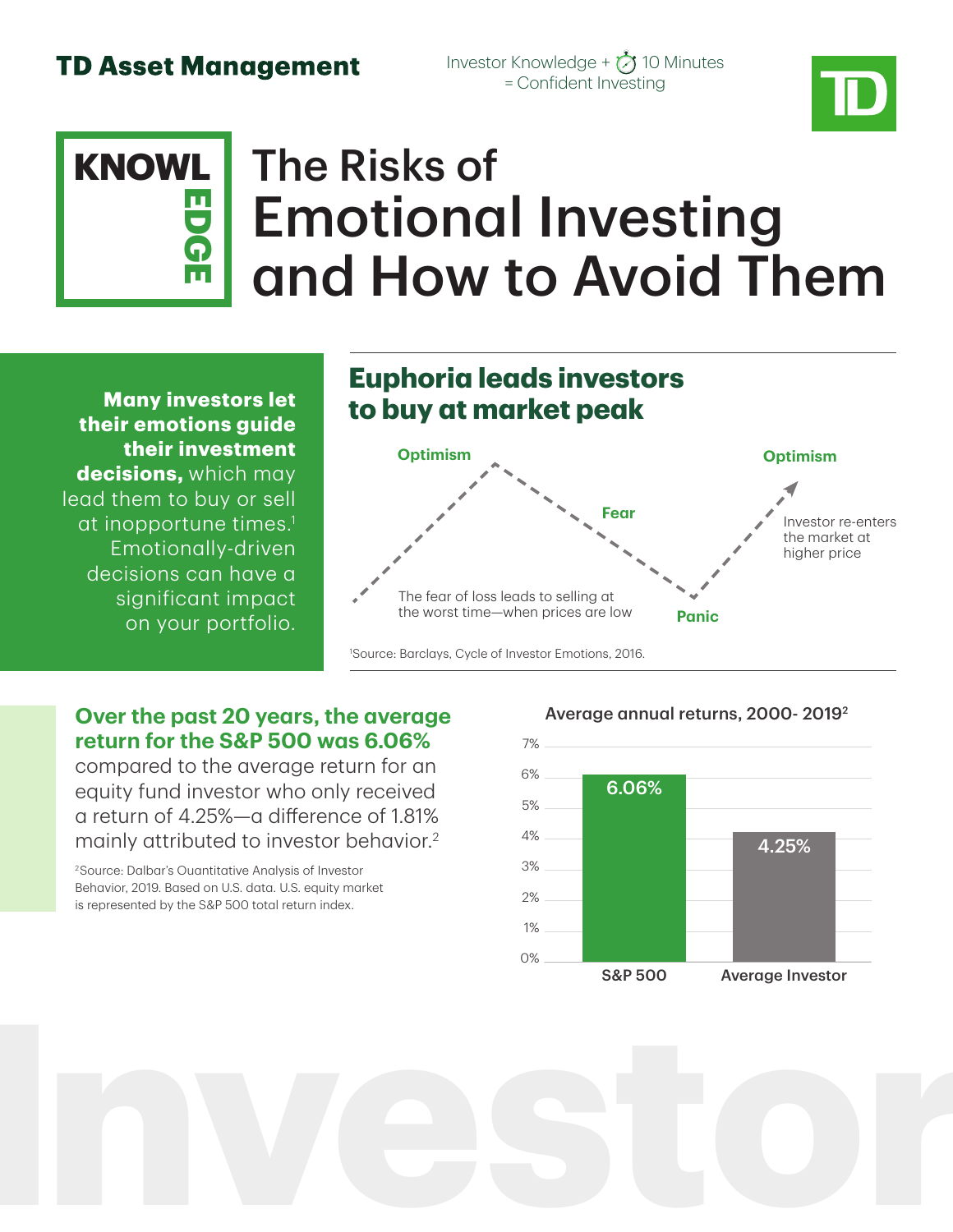**TD Asset Management**

Investor Knowledge + 10 Minutes = Confident Investing

KNOWLEDGE

# The Risks of Emotional Investing and How to Avoid Them

**Many investors let their emotions guide their investment decisions,** which may lead them to buy or sell at inopportune times.[1] Emotionally-driven decisions can have a significant impact on your portfolio.

## Euphoria leads investors to buy at market peak

Optimism

Fear

Panic

Optimism

The fear of loss leads to selling at the worst time—when prices are low

Investor re-enters the market at higher price

[1]Source: Barclays, Cycle of Investor Emotions, 2016.

## Over the past 20 years, the average return for the S&P 500 was 6.06%

compared to the average return for an equity fund investor who only received a return of 4.25%—a difference of 1.81% mainly attributed to investor behavior.[2]

[2]Source: Dalbar's Quantitative Analysis of Investor Behavior, 2019. Based on U.S. data. U.S. equity market is represented by the S&P 500 total return index.

**Average annual returns, 2000- 2019[2]**

| | Average annual return |
|---|---|
| S&P 500 | 6.06% |
| Average Investor | 4.25% |

Investor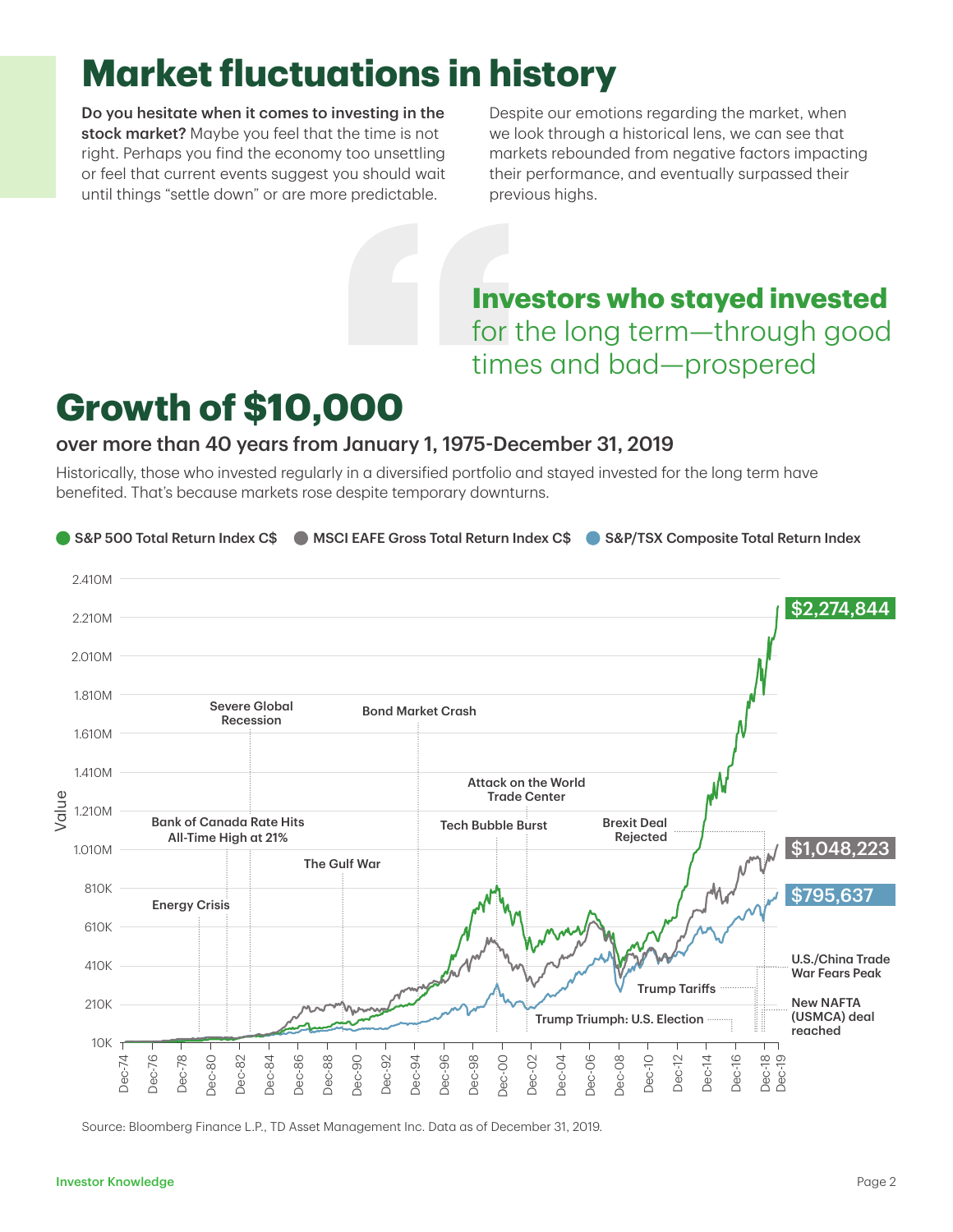# Market fluctuations in history

**Do you hesitate when it comes to investing in the stock market?** Maybe you feel that the time is not right. Perhaps you find the economy too unsettling or feel that current events suggest you should wait until things "settle down" or are more predictable.

Despite our emotions regarding the market, when we look through a historical lens, we can see that markets rebounded from negative factors impacting their performance, and eventually surpassed their previous highs.

> **Investors who stayed invested** for the long term—through good times and bad—prospered

# Growth of $10,000

### over more than 40 years from January 1, 1975-December 31, 2019

Historically, those who invested regularly in a diversified portfolio and stayed invested for the long term have benefited. That's because markets rose despite temporary downturns.

S&P 500 Total Return Index C$ | MSCI EAFE Gross Total Return Index C$ | S&P/TSX Composite Total Return Index

Ending values: S&P 500 Total Return Index C$: $2,274,844; MSCI EAFE Gross Total Return Index C$: $1,048,223; S&P/TSX Composite Total Return Index: $795,637

Events marked: Energy Crisis; Bank of Canada Rate Hits All-Time High at 21%; Severe Global Recession; The Gulf War; Bond Market Crash; Tech Bubble Burst; Attack on the World Trade Center; Brexit Deal Rejected; Trump Tariffs; Trump Triumph: U.S. Election; U.S./China Trade War Fears Peak; New NAFTA (USMCA) deal reached

Source: Bloomberg Finance L.P., TD Asset Management Inc. Data as of December 31, 2019.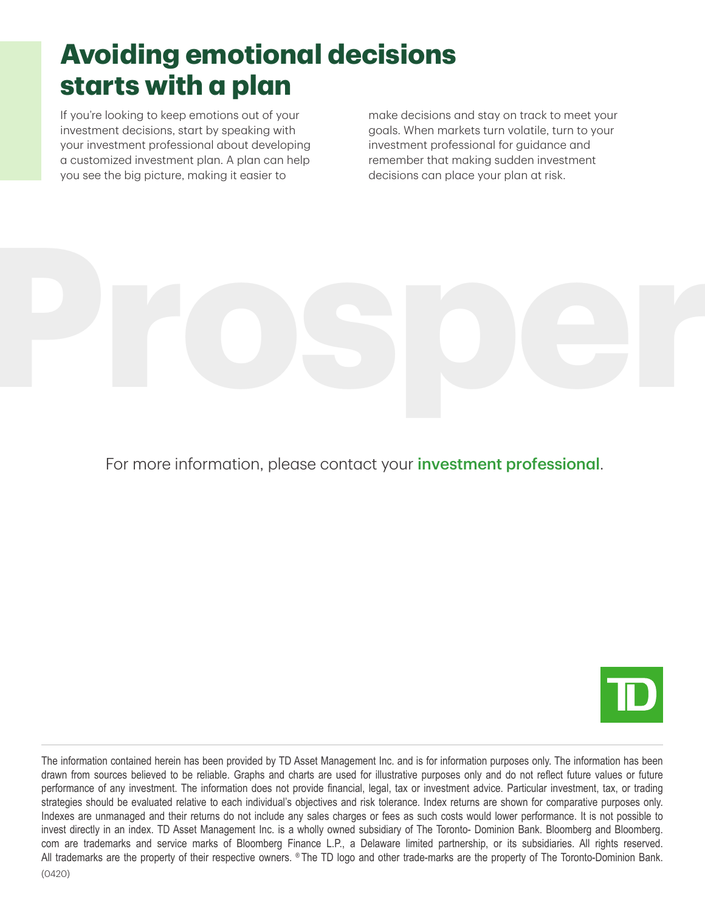# Avoiding emotional decisions starts with a plan

If you're looking to keep emotions out of your investment decisions, start by speaking with your investment professional about developing a customized investment plan. A plan can help you see the big picture, making it easier to make decisions and stay on track to meet your goals. When markets turn volatile, turn to your investment professional for guidance and remember that making sudden investment decisions can place your plan at risk.

Prosper

For more information, please contact your **investment professional**.

The information contained herein has been provided by TD Asset Management Inc. and is for information purposes only. The information has been drawn from sources believed to be reliable. Graphs and charts are used for illustrative purposes only and do not reflect future values or future performance of any investment. The information does not provide financial, legal, tax or investment advice. Particular investment, tax, or trading strategies should be evaluated relative to each individual's objectives and risk tolerance. Index returns are shown for comparative purposes only. Indexes are unmanaged and their returns do not include any sales charges or fees as such costs would lower performance. It is not possible to invest directly in an index. TD Asset Management Inc. is a wholly owned subsidiary of The Toronto- Dominion Bank. Bloomberg and Bloomberg.com are trademarks and service marks of Bloomberg Finance L.P., a Delaware limited partnership, or its subsidiaries. All rights reserved. All trademarks are the property of their respective owners. ® The TD logo and other trade-marks are the property of The Toronto-Dominion Bank.
(0420)